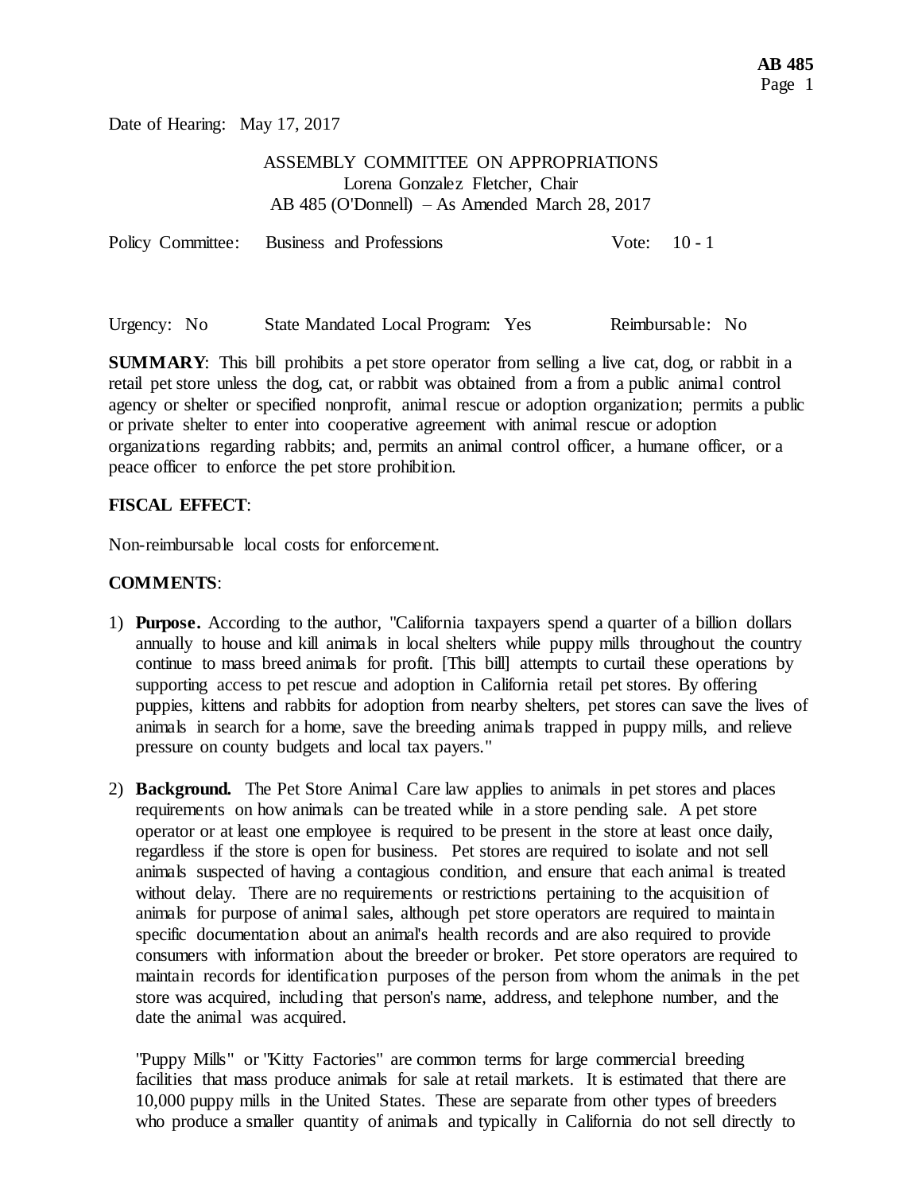Date of Hearing: May 17, 2017

ASSEMBLY COMMITTEE ON APPROPRIATIONS
Lorena Gonzalez Fletcher, Chair
AB 485 (O'Donnell) – As Amended March 28, 2017

Policy Committee: Business and Professions Vote: 10 - 1

Urgency: No State Mandated Local Program: Yes Reimbursable: No

**SUMMARY**: This bill prohibits a pet store operator from selling a live cat, dog, or rabbit in a retail pet store unless the dog, cat, or rabbit was obtained from a from a public animal control agency or shelter or specified nonprofit, animal rescue or adoption organization; permits a public or private shelter to enter into cooperative agreement with animal rescue or adoption organizations regarding rabbits; and, permits an animal control officer, a humane officer, or a peace officer to enforce the pet store prohibition.

**FISCAL EFFECT**:

Non-reimbursable local costs for enforcement.

**COMMENTS**:

1) **Purpose.** According to the author, "California taxpayers spend a quarter of a billion dollars annually to house and kill animals in local shelters while puppy mills throughout the country continue to mass breed animals for profit. [This bill] attempts to curtail these operations by supporting access to pet rescue and adoption in California retail pet stores. By offering puppies, kittens and rabbits for adoption from nearby shelters, pet stores can save the lives of animals in search for a home, save the breeding animals trapped in puppy mills, and relieve pressure on county budgets and local tax payers."

2) **Background.** The Pet Store Animal Care law applies to animals in pet stores and places requirements on how animals can be treated while in a store pending sale. A pet store operator or at least one employee is required to be present in the store at least once daily, regardless if the store is open for business. Pet stores are required to isolate and not sell animals suspected of having a contagious condition, and ensure that each animal is treated without delay. There are no requirements or restrictions pertaining to the acquisition of animals for purpose of animal sales, although pet store operators are required to maintain specific documentation about an animal's health records and are also required to provide consumers with information about the breeder or broker. Pet store operators are required to maintain records for identification purposes of the person from whom the animals in the pet store was acquired, including that person's name, address, and telephone number, and the date the animal was acquired.

   "Puppy Mills" or "Kitty Factories" are common terms for large commercial breeding facilities that mass produce animals for sale at retail markets. It is estimated that there are 10,000 puppy mills in the United States. These are separate from other types of breeders who produce a smaller quantity of animals and typically in California do not sell directly to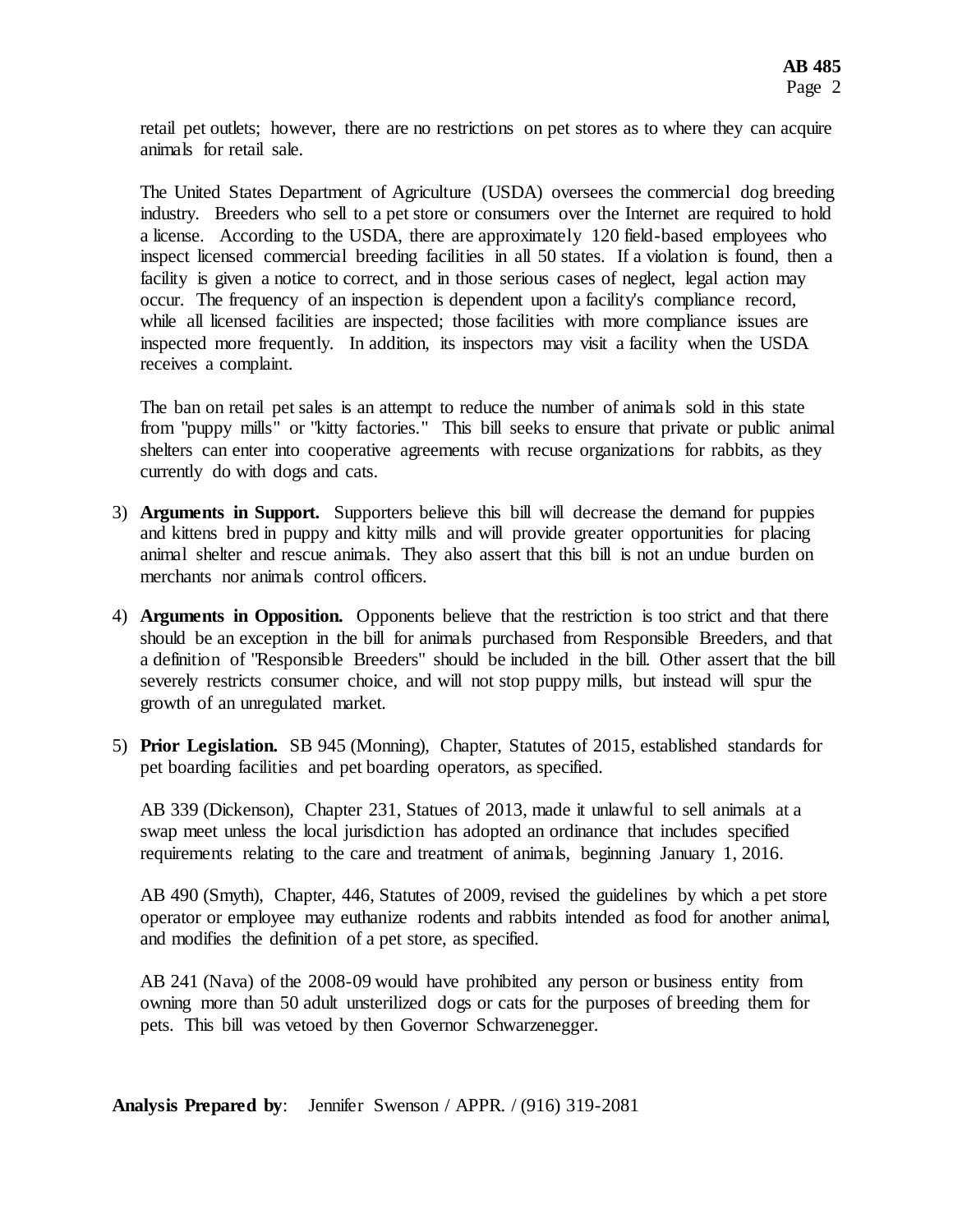retail pet outlets; however, there are no restrictions on pet stores as to where they can acquire animals for retail sale.

The United States Department of Agriculture (USDA) oversees the commercial dog breeding industry. Breeders who sell to a pet store or consumers over the Internet are required to hold a license. According to the USDA, there are approximately 120 field-based employees who inspect licensed commercial breeding facilities in all 50 states. If a violation is found, then a facility is given a notice to correct, and in those serious cases of neglect, legal action may occur. The frequency of an inspection is dependent upon a facility's compliance record, while all licensed facilities are inspected; those facilities with more compliance issues are inspected more frequently. In addition, its inspectors may visit a facility when the USDA receives a complaint.

The ban on retail pet sales is an attempt to reduce the number of animals sold in this state from "puppy mills" or "kitty factories." This bill seeks to ensure that private or public animal shelters can enter into cooperative agreements with recuse organizations for rabbits, as they currently do with dogs and cats.

3) **Arguments in Support.** Supporters believe this bill will decrease the demand for puppies and kittens bred in puppy and kitty mills and will provide greater opportunities for placing animal shelter and rescue animals. They also assert that this bill is not an undue burden on merchants nor animals control officers.

4) **Arguments in Opposition.** Opponents believe that the restriction is too strict and that there should be an exception in the bill for animals purchased from Responsible Breeders, and that a definition of "Responsible Breeders" should be included in the bill. Other assert that the bill severely restricts consumer choice, and will not stop puppy mills, but instead will spur the growth of an unregulated market.

5) **Prior Legislation.** SB 945 (Monning), Chapter, Statutes of 2015, established standards for pet boarding facilities and pet boarding operators, as specified.

   AB 339 (Dickenson), Chapter 231, Statues of 2013, made it unlawful to sell animals at a swap meet unless the local jurisdiction has adopted an ordinance that includes specified requirements relating to the care and treatment of animals, beginning January 1, 2016.

   AB 490 (Smyth), Chapter, 446, Statutes of 2009, revised the guidelines by which a pet store operator or employee may euthanize rodents and rabbits intended as food for another animal, and modifies the definition of a pet store, as specified.

   AB 241 (Nava) of the 2008-09 would have prohibited any person or business entity from owning more than 50 adult unsterilized dogs or cats for the purposes of breeding them for pets. This bill was vetoed by then Governor Schwarzenegger.

**Analysis Prepared by**: Jennifer Swenson / APPR. / (916) 319-2081